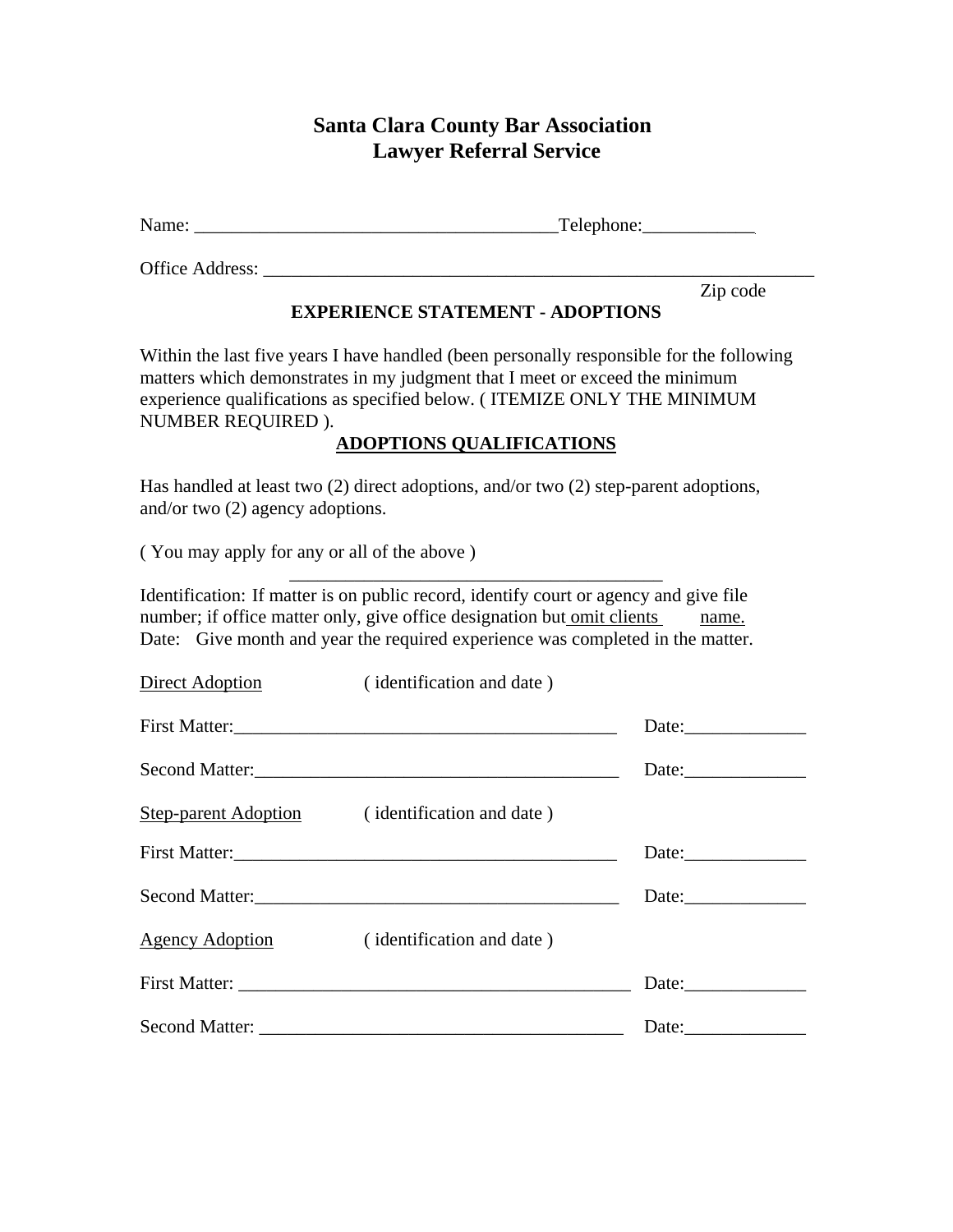# Santa Clara County Bar Association
# Lawyer Referral Service

Name: ______________________________________ Telephone:____________

Office Address: ___________________________________________________________

Zip code

## EXPERIENCE STATEMENT - ADOPTIONS

Within the last five years I have handled (been personally responsible for the following matters which demonstrates in my judgment that I meet or exceed the minimum experience qualifications as specified below. ( ITEMIZE ONLY THE MINIMUM NUMBER REQUIRED ).

### ADOPTIONS QUALIFICATIONS

Has handled at least two (2) direct adoptions, and/or two (2) step-parent adoptions, and/or two (2) agency adoptions.

( You may apply for any or all of the above )

________________________________________

Identification: If matter is on public record, identify court or agency and give file number; if office matter only, give office designation but omit clients name.
Date: Give month and year the required experience was completed in the matter.

Direct Adoption ( identification and date )

First Matter:__________________________________________ Date:_____________

Second Matter:________________________________________ Date:_____________

Step-parent Adoption ( identification and date )

First Matter:__________________________________________ Date:_____________

Second Matter:________________________________________ Date:_____________

Agency Adoption ( identification and date )

First Matter: __________________________________________ Date:_____________

Second Matter: ________________________________________ Date:_____________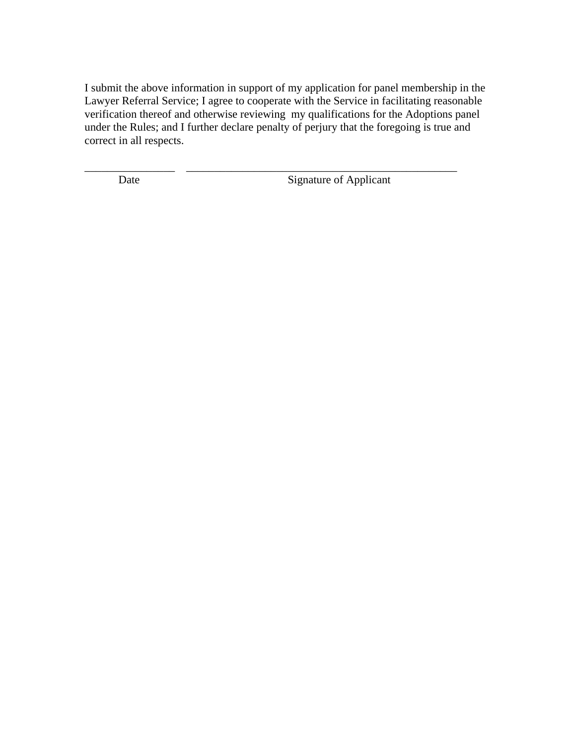I submit the above information in support of my application for panel membership in the Lawyer Referral Service; I agree to cooperate with the Service in facilitating reasonable verification thereof and otherwise reviewing my qualifications for the Adoptions panel under the Rules; and I further declare penalty of perjury that the foregoing is true and correct in all respects.

________________ __________________________________________________

Date Signature of Applicant